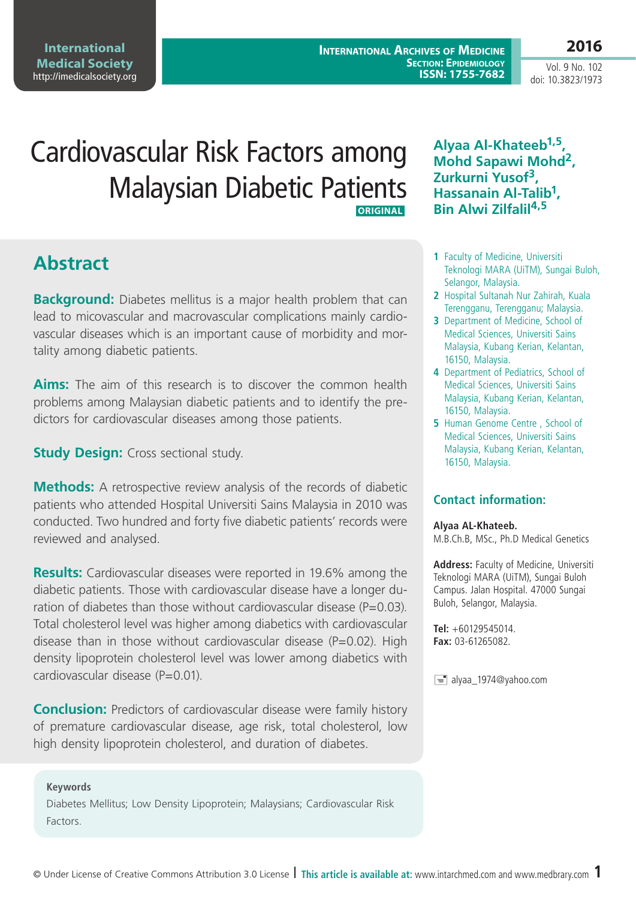# Cardiovascular Risk Factors among Malaysian Diabetic Patients

**ORIGINAL**

**Alyaa Al-Khateeb[1,5], Mohd Sapawi Mohd[2], Zurkurni Yusof[3], Hassanain Al-Talib[1], Bin Alwi Zilfalil[4,5]**

1. Faculty of Medicine, Universiti Teknologi MARA (UiTM), Sungai Buloh, Selangor, Malaysia.
2. Hospital Sultanah Nur Zahirah, Kuala Terengganu, Terengganu; Malaysia.
3. Department of Medicine, School of Medical Sciences, Universiti Sains Malaysia, Kubang Kerian, Kelantan, 16150, Malaysia.
4. Department of Pediatrics, School of Medical Sciences, Universiti Sains Malaysia, Kubang Kerian, Kelantan, 16150, Malaysia.
5. Human Genome Centre , School of Medical Sciences, Universiti Sains Malaysia, Kubang Kerian, Kelantan, 16150, Malaysia.

## Abstract

**Background:** Diabetes mellitus is a major health problem that can lead to micovascular and macrovascular complications mainly cardiovascular diseases which is an important cause of morbidity and mortality among diabetic patients.

**Aims:** The aim of this research is to discover the common health problems among Malaysian diabetic patients and to identify the predictors for cardiovascular diseases among those patients.

**Study Design:** Cross sectional study.

**Methods:** A retrospective review analysis of the records of diabetic patients who attended Hospital Universiti Sains Malaysia in 2010 was conducted. Two hundred and forty five diabetic patients' records were reviewed and analysed.

**Results:** Cardiovascular diseases were reported in 19.6% among the diabetic patients. Those with cardiovascular disease have a longer duration of diabetes than those without cardiovascular disease (P=0.03). Total cholesterol level was higher among diabetics with cardiovascular disease than in those without cardiovascular disease (P=0.02). High density lipoprotein cholesterol level was lower among diabetics with cardiovascular disease (P=0.01).

**Conclusion:** Predictors of cardiovascular disease were family history of premature cardiovascular disease, age risk, total cholesterol, low high density lipoprotein cholesterol, and duration of diabetes.

**Keywords**

Diabetes Mellitus; Low Density Lipoprotein; Malaysians; Cardiovascular Risk Factors.

### Contact information:

**Alyaa AL-Khateeb.**
M.B.Ch.B, MSc., Ph.D Medical Genetics

**Address:** Faculty of Medicine, Universiti Teknologi MARA (UiTM), Sungai Buloh Campus. Jalan Hospital. 47000 Sungai Buloh, Selangor, Malaysia.

**Tel:** +60129545014.
**Fax:** 03-61265082.

alyaa_1974@yahoo.com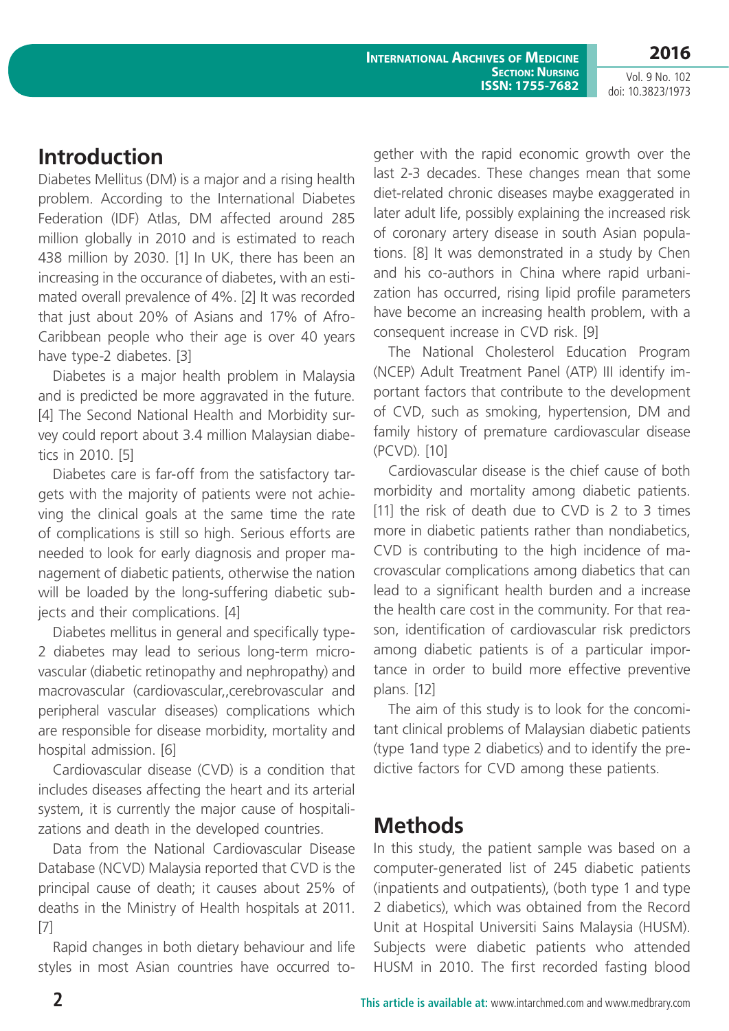## Introduction

Diabetes Mellitus (DM) is a major and a rising health problem. According to the International Diabetes Federation (IDF) Atlas, DM affected around 285 million globally in 2010 and is estimated to reach 438 million by 2030. [1] In UK, there has been an increasing in the occurance of diabetes, with an estimated overall prevalence of 4%. [2] It was recorded that just about 20% of Asians and 17% of Afro-Caribbean people who their age is over 40 years have type-2 diabetes. [3]

Diabetes is a major health problem in Malaysia and is predicted be more aggravated in the future. [4] The Second National Health and Morbidity survey could report about 3.4 million Malaysian diabetics in 2010. [5]

Diabetes care is far-off from the satisfactory targets with the majority of patients were not achieving the clinical goals at the same time the rate of complications is still so high. Serious efforts are needed to look for early diagnosis and proper management of diabetic patients, otherwise the nation will be loaded by the long-suffering diabetic subjects and their complications. [4]

Diabetes mellitus in general and specifically type-2 diabetes may lead to serious long-term microvascular (diabetic retinopathy and nephropathy) and macrovascular (cardiovascular,,cerebrovascular and peripheral vascular diseases) complications which are responsible for disease morbidity, mortality and hospital admission. [6]

Cardiovascular disease (CVD) is a condition that includes diseases affecting the heart and its arterial system, it is currently the major cause of hospitalizations and death in the developed countries.

Data from the National Cardiovascular Disease Database (NCVD) Malaysia reported that CVD is the principal cause of death; it causes about 25% of deaths in the Ministry of Health hospitals at 2011. [7]

Rapid changes in both dietary behaviour and life styles in most Asian countries have occurred together with the rapid economic growth over the last 2-3 decades. These changes mean that some diet-related chronic diseases maybe exaggerated in later adult life, possibly explaining the increased risk of coronary artery disease in south Asian populations. [8] It was demonstrated in a study by Chen and his co-authors in China where rapid urbanization has occurred, rising lipid profile parameters have become an increasing health problem, with a consequent increase in CVD risk. [9]

The National Cholesterol Education Program (NCEP) Adult Treatment Panel (ATP) III identify important factors that contribute to the development of CVD, such as smoking, hypertension, DM and family history of premature cardiovascular disease (PCVD). [10]

Cardiovascular disease is the chief cause of both morbidity and mortality among diabetic patients. [11] the risk of death due to CVD is 2 to 3 times more in diabetic patients rather than nondiabetics, CVD is contributing to the high incidence of macrovascular complications among diabetics that can lead to a significant health burden and a increase the health care cost in the community. For that reason, identification of cardiovascular risk predictors among diabetic patients is of a particular importance in order to build more effective preventive plans. [12]

The aim of this study is to look for the concomitant clinical problems of Malaysian diabetic patients (type 1and type 2 diabetics) and to identify the predictive factors for CVD among these patients.

## Methods

In this study, the patient sample was based on a computer-generated list of 245 diabetic patients (inpatients and outpatients), (both type 1 and type 2 diabetics), which was obtained from the Record Unit at Hospital Universiti Sains Malaysia (HUSM). Subjects were diabetic patients who attended HUSM in 2010. The first recorded fasting blood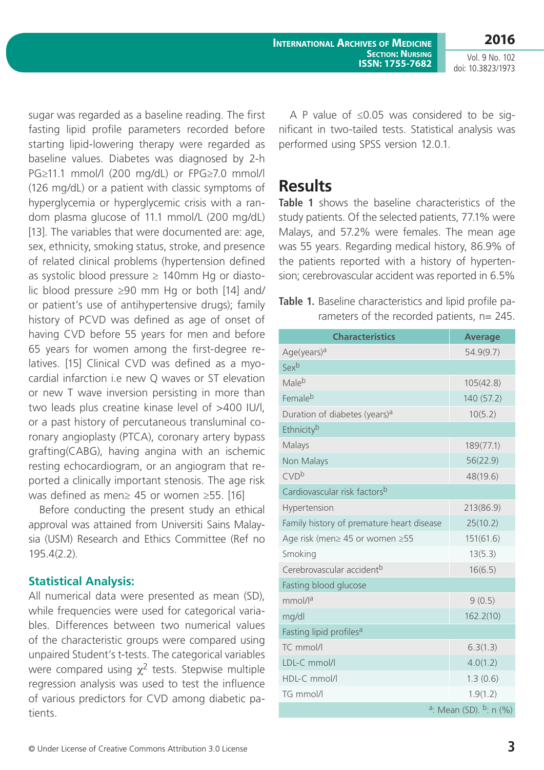sugar was regarded as a baseline reading. The first fasting lipid profile parameters recorded before starting lipid-lowering therapy were regarded as baseline values. Diabetes was diagnosed by 2-h PG≥11.1 mmol/l (200 mg/dL) or FPG≥7.0 mmol/l (126 mg/dL) or a patient with classic symptoms of hyperglycemia or hyperglycemic crisis with a random plasma glucose of 11.1 mmol/L (200 mg/dL) [13]. The variables that were documented are: age, sex, ethnicity, smoking status, stroke, and presence of related clinical problems (hypertension defined as systolic blood pressure ≥ 140mm Hg or diastolic blood pressure ≥90 mm Hg or both [14] and/or patient's use of antihypertensive drugs); family history of PCVD was defined as age of onset of having CVD before 55 years for men and before 65 years for women among the first-degree relatives. [15] Clinical CVD was defined as a myocardial infarction i.e new Q waves or ST elevation or new T wave inversion persisting in more than two leads plus creatine kinase level of >400 IU/l, or a past history of percutaneous transluminal coronary angioplasty (PTCA), coronary artery bypass grafting(CABG), having angina with an ischemic resting echocardiogram, or an angiogram that reported a clinically important stenosis. The age risk was defined as men≥ 45 or women ≥55. [16]

Before conducting the present study an ethical approval was attained from Universiti Sains Malaysia (USM) Research and Ethics Committee (Ref no 195.4(2.2).

### Statistical Analysis:

All numerical data were presented as mean (SD), while frequencies were used for categorical variables. Differences between two numerical values of the characteristic groups were compared using unpaired Student's t-tests. The categorical variables were compared using $\chi^2$ tests. Stepwise multiple regression analysis was used to test the influence of various predictors for CVD among diabetic patients.

A P value of ≤0.05 was considered to be significant in two-tailed tests. Statistical analysis was performed using SPSS version 12.0.1.

## Results

**Table 1** shows the baseline characteristics of the study patients. Of the selected patients, 77.1% were Malays, and 57.2% were females. The mean age was 55 years. Regarding medical history, 86.9% of the patients reported with a history of hypertension; cerebrovascular accident was reported in 6.5%

**Table 1.** Baseline characteristics and lipid profile parameters of the recorded patients, n= 245.

| Characteristics | Average |
|---|---|
| Age(years)[a] | 54.9(9.7) |
| Sex[b] | |
| Male[b] | 105(42.8) |
| Female[b] | 140 (57.2) |
| Duration of diabetes (years)[a] | 10(5.2) |
| Ethnicity[b] | |
| Malays | 189(77.1) |
| Non Malays | 56(22.9) |
| CVD[b] | 48(19.6) |
| Cardiovascular risk factors[b] | |
| Hypertension | 213(86.9) |
| Family history of premature heart disease | 25(10.2) |
| Age risk (men≥ 45 or women ≥55 | 151(61.6) |
| Smoking | 13(5.3) |
| Cerebrovascular accident[b] | 16(6.5) |
| Fasting blood glucose | |
| mmol/l[a] | 9 (0.5) |
| mg/dl | 162.2(10) |
| Fasting lipid profiles[a] | |
| TC mmol/l | 6.3(1.3) |
| LDL-C mmol/l | 4.0(1.2) |
| HDL-C mmol/l | 1.3 (0.6) |
| TG mmol/l | 1.9(1.2) |

[a]: Mean (SD). [b]: n (%)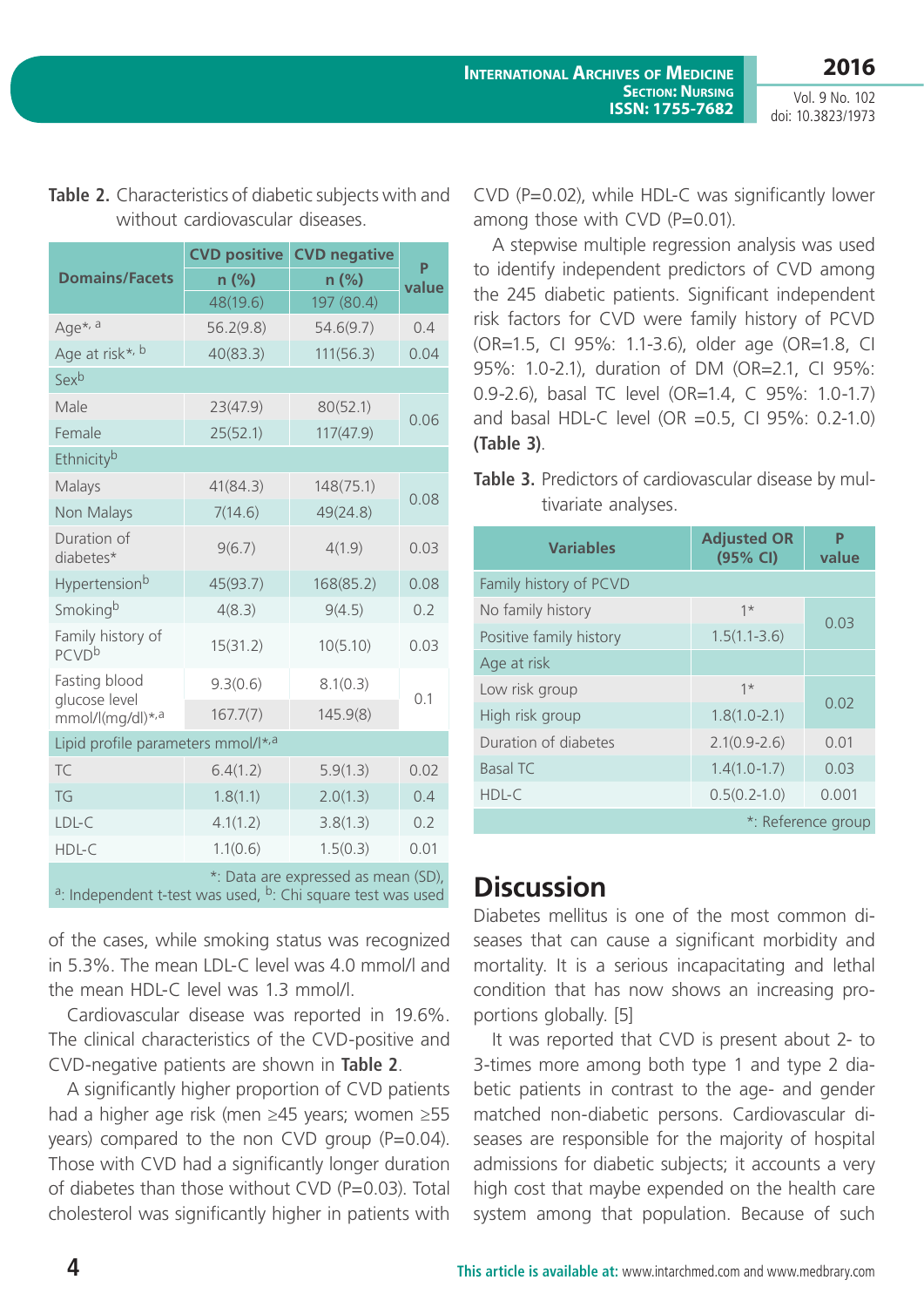**Table 2.** Characteristics of diabetic subjects with and without cardiovascular diseases.

| Domains/Facets | CVD positive | CVD negative | P value |
|---|---|---|---|
| | n (%) | n (%) | |
| | 48(19.6) | 197 (80.4) | |
| Age*, a | 56.2(9.8) | 54.6(9.7) | 0.4 |
| Age at risk*, b | 40(83.3) | 111(56.3) | 0.04 |
| Sex[b] | | | |
| Male | 23(47.9) | 80(52.1) | 0.06 |
| Female | 25(52.1) | 117(47.9) | |
| Ethnicity[b] | | | |
| Malays | 41(84.3) | 148(75.1) | 0.08 |
| Non Malays | 7(14.6) | 49(24.8) | |
| Duration of diabetes* | 9(6.7) | 4(1.9) | 0.03 |
| Hypertension[b] | 45(93.7) | 168(85.2) | 0.08 |
| Smoking[b] | 4(8.3) | 9(4.5) | 0.2 |
| Family history of PCVD[b] | 15(31.2) | 10(5.10) | 0.03 |
| Fasting blood glucose level mmol/l(mg/dl)*,a | 9.3(0.6) | 8.1(0.3) | 0.1 |
| | 167.7(7) | 145.9(8) | |
| Lipid profile parameters mmol/l*,a | | | |
| TC | 6.4(1.2) | 5.9(1.3) | 0.02 |
| TG | 1.8(1.1) | 2.0(1.3) | 0.4 |
| LDL-C | 4.1(1.2) | 3.8(1.3) | 0.2 |
| HDL-C | 1.1(0.6) | 1.5(0.3) | 0.01 |

*: Data are expressed as mean (SD), [a]: Independent t-test was used, [b]: Chi square test was used

of the cases, while smoking status was recognized in 5.3%. The mean LDL-C level was 4.0 mmol/l and the mean HDL-C level was 1.3 mmol/l.

Cardiovascular disease was reported in 19.6%. The clinical characteristics of the CVD-positive and CVD-negative patients are shown in **Table 2**.

A significantly higher proportion of CVD patients had a higher age risk (men ≥45 years; women ≥55 years) compared to the non CVD group (P=0.04). Those with CVD had a significantly longer duration of diabetes than those without CVD (P=0.03). Total cholesterol was significantly higher in patients with CVD (P=0.02), while HDL-C was significantly lower among those with CVD (P=0.01).

A stepwise multiple regression analysis was used to identify independent predictors of CVD among the 245 diabetic patients. Significant independent risk factors for CVD were family history of PCVD (OR=1.5, CI 95%: 1.1-3.6), older age (OR=1.8, CI 95%: 1.0-2.1), duration of DM (OR=2.1, CI 95%: 0.9-2.6), basal TC level (OR=1.4, C 95%: 1.0-1.7) and basal HDL-C level (OR =0.5, CI 95%: 0.2-1.0) **(Table 3)**.

**Table 3.** Predictors of cardiovascular disease by multivariate analyses.

| Variables | Adjusted OR (95% CI) | P value |
|---|---|---|
| Family history of PCVD | | |
| No family history | 1* | 0.03 |
| Positive family history | 1.5(1.1-3.6) | |
| Age at risk | | |
| Low risk group | 1* | 0.02 |
| High risk group | 1.8(1.0-2.1) | |
| Duration of diabetes | 2.1(0.9-2.6) | 0.01 |
| Basal TC | 1.4(1.0-1.7) | 0.03 |
| HDL-C | 0.5(0.2-1.0) | 0.001 |

*: Reference group

## Discussion

Diabetes mellitus is one of the most common diseases that can cause a significant morbidity and mortality. It is a serious incapacitating and lethal condition that has now shows an increasing proportions globally. [5]

It was reported that CVD is present about 2- to 3-times more among both type 1 and type 2 diabetic patients in contrast to the age- and gender matched non-diabetic persons. Cardiovascular diseases are responsible for the majority of hospital admissions for diabetic subjects; it accounts a very high cost that maybe expended on the health care system among that population. Because of such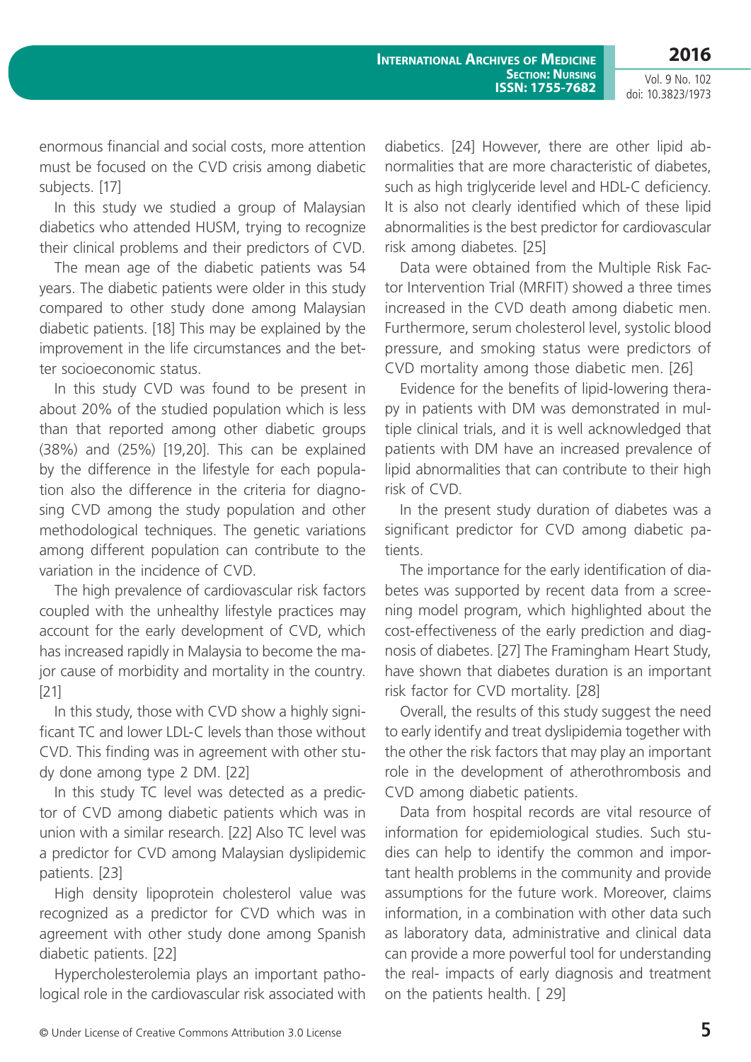enormous financial and social costs, more attention must be focused on the CVD crisis among diabetic subjects. [17]

In this study we studied a group of Malaysian diabetics who attended HUSM, trying to recognize their clinical problems and their predictors of CVD.

The mean age of the diabetic patients was 54 years. The diabetic patients were older in this study compared to other study done among Malaysian diabetic patients. [18] This may be explained by the improvement in the life circumstances and the better socioeconomic status.

In this study CVD was found to be present in about 20% of the studied population which is less than that reported among other diabetic groups (38%) and (25%) [19,20]. This can be explained by the difference in the lifestyle for each population also the difference in the criteria for diagnosing CVD among the study population and other methodological techniques. The genetic variations among different population can contribute to the variation in the incidence of CVD.

The high prevalence of cardiovascular risk factors coupled with the unhealthy lifestyle practices may account for the early development of CVD, which has increased rapidly in Malaysia to become the major cause of morbidity and mortality in the country. [21]

In this study, those with CVD show a highly significant TC and lower LDL-C levels than those without CVD. This finding was in agreement with other study done among type 2 DM. [22]

In this study TC level was detected as a predictor of CVD among diabetic patients which was in union with a similar research. [22] Also TC level was a predictor for CVD among Malaysian dyslipidemic patients. [23]

High density lipoprotein cholesterol value was recognized as a predictor for CVD which was in agreement with other study done among Spanish diabetic patients. [22]

Hypercholesterolemia plays an important pathological role in the cardiovascular risk associated with diabetics. [24] However, there are other lipid abnormalities that are more characteristic of diabetes, such as high triglyceride level and HDL-C deficiency. It is also not clearly identified which of these lipid abnormalities is the best predictor for cardiovascular risk among diabetes. [25]

Data were obtained from the Multiple Risk Factor Intervention Trial (MRFIT) showed a three times increased in the CVD death among diabetic men. Furthermore, serum cholesterol level, systolic blood pressure, and smoking status were predictors of CVD mortality among those diabetic men. [26]

Evidence for the benefits of lipid-lowering therapy in patients with DM was demonstrated in multiple clinical trials, and it is well acknowledged that patients with DM have an increased prevalence of lipid abnormalities that can contribute to their high risk of CVD.

In the present study duration of diabetes was a significant predictor for CVD among diabetic patients.

The importance for the early identification of diabetes was supported by recent data from a screening model program, which highlighted about the cost-effectiveness of the early prediction and diagnosis of diabetes. [27] The Framingham Heart Study, have shown that diabetes duration is an important risk factor for CVD mortality. [28]

Overall, the results of this study suggest the need to early identify and treat dyslipidemia together with the other the risk factors that may play an important role in the development of atherothrombosis and CVD among diabetic patients.

Data from hospital records are vital resource of information for epidemiological studies. Such studies can help to identify the common and important health problems in the community and provide assumptions for the future work. Moreover, claims information, in a combination with other data such as laboratory data, administrative and clinical data can provide a more powerful tool for understanding the real- impacts of early diagnosis and treatment on the patients health. [ 29]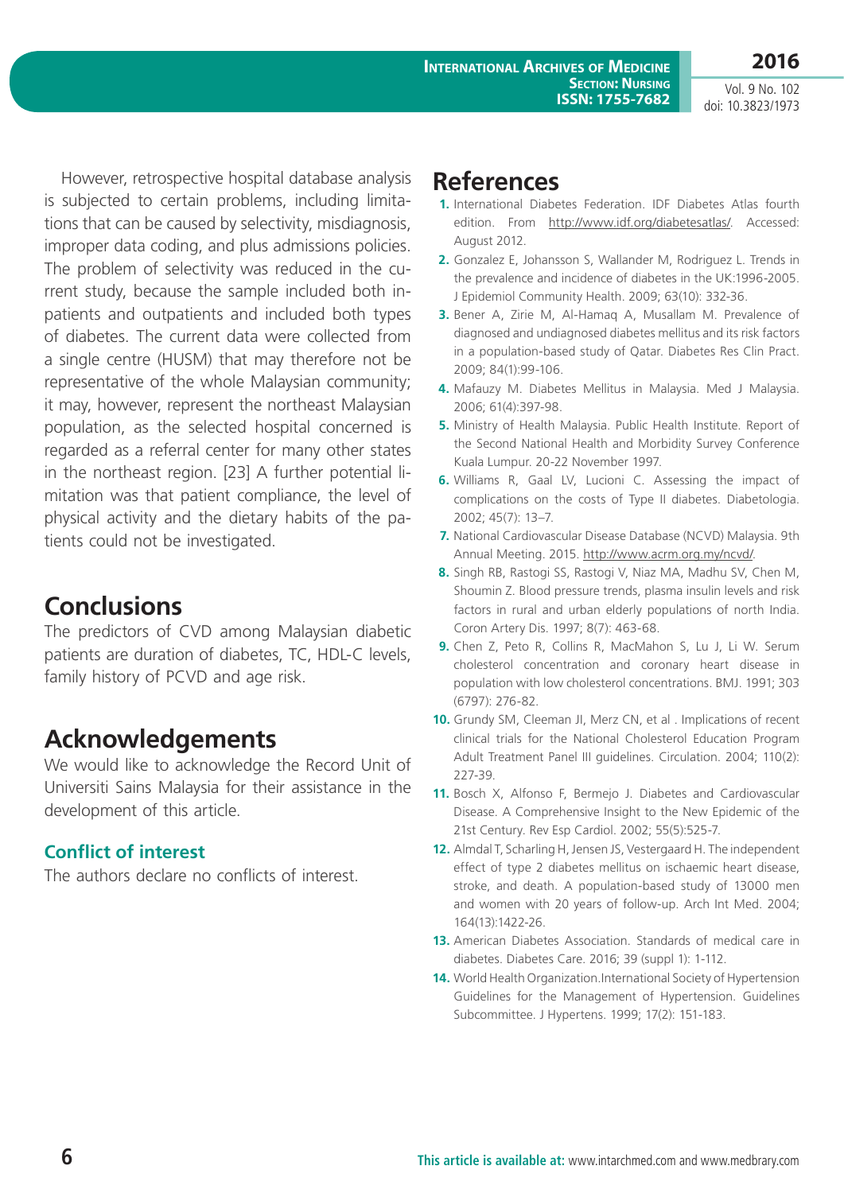However, retrospective hospital database analysis is subjected to certain problems, including limitations that can be caused by selectivity, misdiagnosis, improper data coding, and plus admissions policies. The problem of selectivity was reduced in the current study, because the sample included both inpatients and outpatients and included both types of diabetes. The current data were collected from a single centre (HUSM) that may therefore not be representative of the whole Malaysian community; it may, however, represent the northeast Malaysian population, as the selected hospital concerned is regarded as a referral center for many other states in the northeast region. [23] A further potential limitation was that patient compliance, the level of physical activity and the dietary habits of the patients could not be investigated.

## Conclusions

The predictors of CVD among Malaysian diabetic patients are duration of diabetes, TC, HDL-C levels, family history of PCVD and age risk.

## Acknowledgements

We would like to acknowledge the Record Unit of Universiti Sains Malaysia for their assistance in the development of this article.

### Conflict of interest

The authors declare no conflicts of interest.

## References

1. International Diabetes Federation. IDF Diabetes Atlas fourth edition. From http://www.idf.org/diabetesatlas/. Accessed: August 2012.
2. Gonzalez E, Johansson S, Wallander M, Rodriguez L. Trends in the prevalence and incidence of diabetes in the UK:1996-2005. J Epidemiol Community Health. 2009; 63(10): 332-36.
3. Bener A, Zirie M, Al-Hamaq A, Musallam M. Prevalence of diagnosed and undiagnosed diabetes mellitus and its risk factors in a population-based study of Qatar. Diabetes Res Clin Pract. 2009; 84(1):99-106.
4. Mafauzy M. Diabetes Mellitus in Malaysia. Med J Malaysia. 2006; 61(4):397-98.
5. Ministry of Health Malaysia. Public Health Institute. Report of the Second National Health and Morbidity Survey Conference Kuala Lumpur. 20-22 November 1997.
6. Williams R, Gaal LV, Lucioni C. Assessing the impact of complications on the costs of Type II diabetes. Diabetologia. 2002; 45(7): 13–7.
7. National Cardiovascular Disease Database (NCVD) Malaysia. 9th Annual Meeting. 2015. http://www.acrm.org.my/ncvd/.
8. Singh RB, Rastogi SS, Rastogi V, Niaz MA, Madhu SV, Chen M, Shoumin Z. Blood pressure trends, plasma insulin levels and risk factors in rural and urban elderly populations of north India. Coron Artery Dis. 1997; 8(7): 463-68.
9. Chen Z, Peto R, Collins R, MacMahon S, Lu J, Li W. Serum cholesterol concentration and coronary heart disease in population with low cholesterol concentrations. BMJ. 1991; 303 (6797): 276-82.
10. Grundy SM, Cleeman JI, Merz CN, et al . Implications of recent clinical trials for the National Cholesterol Education Program Adult Treatment Panel III guidelines. Circulation. 2004; 110(2): 227-39.
11. Bosch X, Alfonso F, Bermejo J. Diabetes and Cardiovascular Disease. A Comprehensive Insight to the New Epidemic of the 21st Century. Rev Esp Cardiol. 2002; 55(5):525-7.
12. Almdal T, Scharling H, Jensen JS, Vestergaard H. The independent effect of type 2 diabetes mellitus on ischaemic heart disease, stroke, and death. A population-based study of 13000 men and women with 20 years of follow-up. Arch Int Med. 2004; 164(13):1422-26.
13. American Diabetes Association. Standards of medical care in diabetes. Diabetes Care. 2016; 39 (suppl 1): 1-112.
14. World Health Organization.International Society of Hypertension Guidelines for the Management of Hypertension. Guidelines Subcommittee. J Hypertens. 1999; 17(2): 151-183.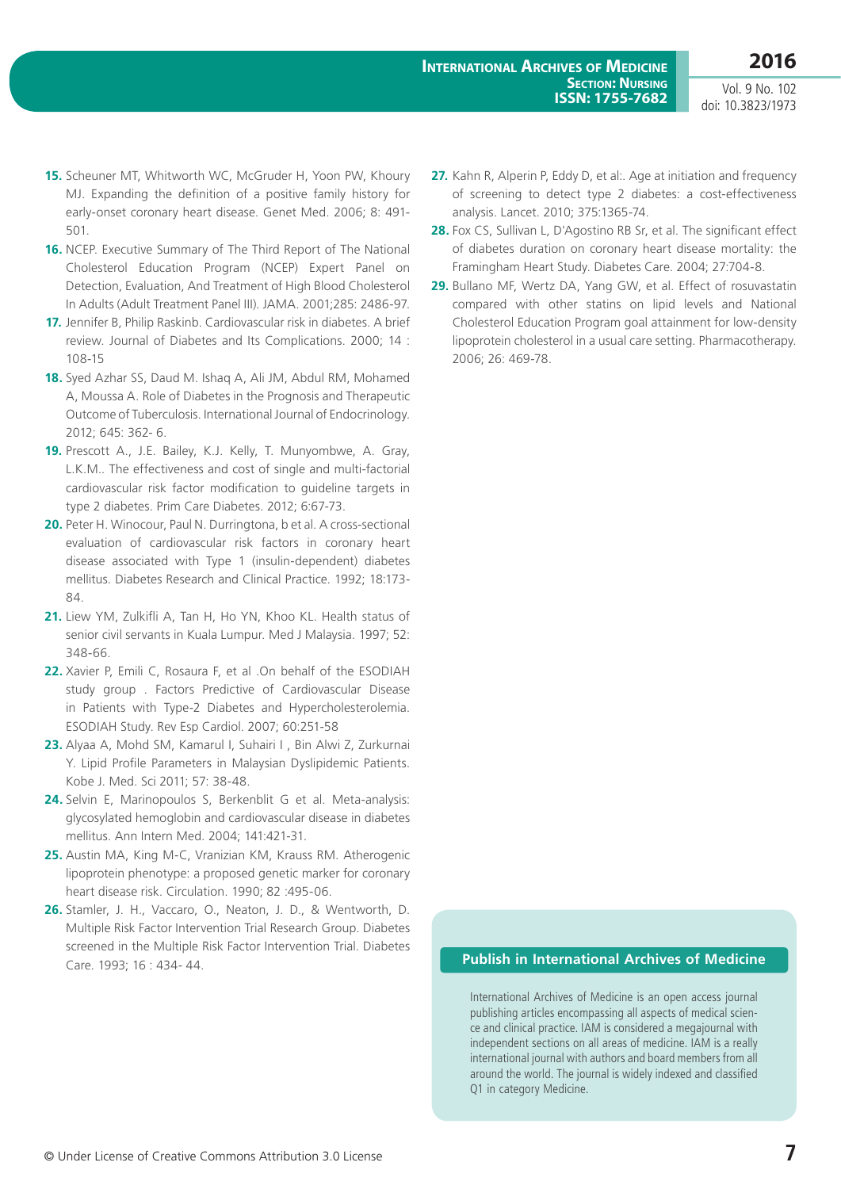15. Scheuner MT, Whitworth WC, McGruder H, Yoon PW, Khoury MJ. Expanding the definition of a positive family history for early-onset coronary heart disease. Genet Med. 2006; 8: 491-501.
16. NCEP. Executive Summary of The Third Report of The National Cholesterol Education Program (NCEP) Expert Panel on Detection, Evaluation, And Treatment of High Blood Cholesterol In Adults (Adult Treatment Panel III). JAMA. 2001;285: 2486-97.
17. Jennifer B, Philip Raskinb. Cardiovascular risk in diabetes. A brief review. Journal of Diabetes and Its Complications. 2000; 14 : 108-15
18. Syed Azhar SS, Daud M. Ishaq A, Ali JM, Abdul RM, Mohamed A, Moussa A. Role of Diabetes in the Prognosis and Therapeutic Outcome of Tuberculosis. International Journal of Endocrinology. 2012; 645: 362- 6.
19. Prescott A., J.E. Bailey, K.J. Kelly, T. Munyombwe, A. Gray, L.K.M.. The effectiveness and cost of single and multi-factorial cardiovascular risk factor modification to guideline targets in type 2 diabetes. Prim Care Diabetes. 2012; 6:67-73.
20. Peter H. Winocour, Paul N. Durringtona, b et al. A cross-sectional evaluation of cardiovascular risk factors in coronary heart disease associated with Type 1 (insulin-dependent) diabetes mellitus. Diabetes Research and Clinical Practice. 1992; 18:173-84.
21. Liew YM, Zulkifli A, Tan H, Ho YN, Khoo KL. Health status of senior civil servants in Kuala Lumpur. Med J Malaysia. 1997; 52: 348-66.
22. Xavier P, Emili C, Rosaura F, et al .On behalf of the ESODIAH study group . Factors Predictive of Cardiovascular Disease in Patients with Type-2 Diabetes and Hypercholesterolemia. ESODIAH Study. Rev Esp Cardiol. 2007; 60:251-58
23. Alyaa A, Mohd SM, Kamarul I, Suhairi I , Bin Alwi Z, Zurkurnai Y. Lipid Profile Parameters in Malaysian Dyslipidemic Patients. Kobe J. Med. Sci 2011; 57: 38-48.
24. Selvin E, Marinopoulos S, Berkenblit G et al. Meta-analysis: glycosylated hemoglobin and cardiovascular disease in diabetes mellitus. Ann Intern Med. 2004; 141:421-31.
25. Austin MA, King M-C, Vranizian KM, Krauss RM. Atherogenic lipoprotein phenotype: a proposed genetic marker for coronary heart disease risk. Circulation. 1990; 82 :495-06.
26. Stamler, J. H., Vaccaro, O., Neaton, J. D., & Wentworth, D. Multiple Risk Factor Intervention Trial Research Group. Diabetes screened in the Multiple Risk Factor Intervention Trial. Diabetes Care. 1993; 16 : 434- 44.
27. Kahn R, Alperin P, Eddy D, et al:. Age at initiation and frequency of screening to detect type 2 diabetes: a cost-effectiveness analysis. Lancet. 2010; 375:1365-74.
28. Fox CS, Sullivan L, D'Agostino RB Sr, et al. The significant effect of diabetes duration on coronary heart disease mortality: the Framingham Heart Study. Diabetes Care. 2004; 27:704-8.
29. Bullano MF, Wertz DA, Yang GW, et al. Effect of rosuvastatin compared with other statins on lipid levels and National Cholesterol Education Program goal attainment for low-density lipoprotein cholesterol in a usual care setting. Pharmacotherapy. 2006; 26: 469-78.

**Publish in International Archives of Medicine**

International Archives of Medicine is an open access journal publishing articles encompassing all aspects of medical science and clinical practice. IAM is considered a megajournal with independent sections on all areas of medicine. IAM is a really international journal with authors and board members from all around the world. The journal is widely indexed and classified Q1 in category Medicine.

© Under License of Creative Commons Attribution 3.0 License